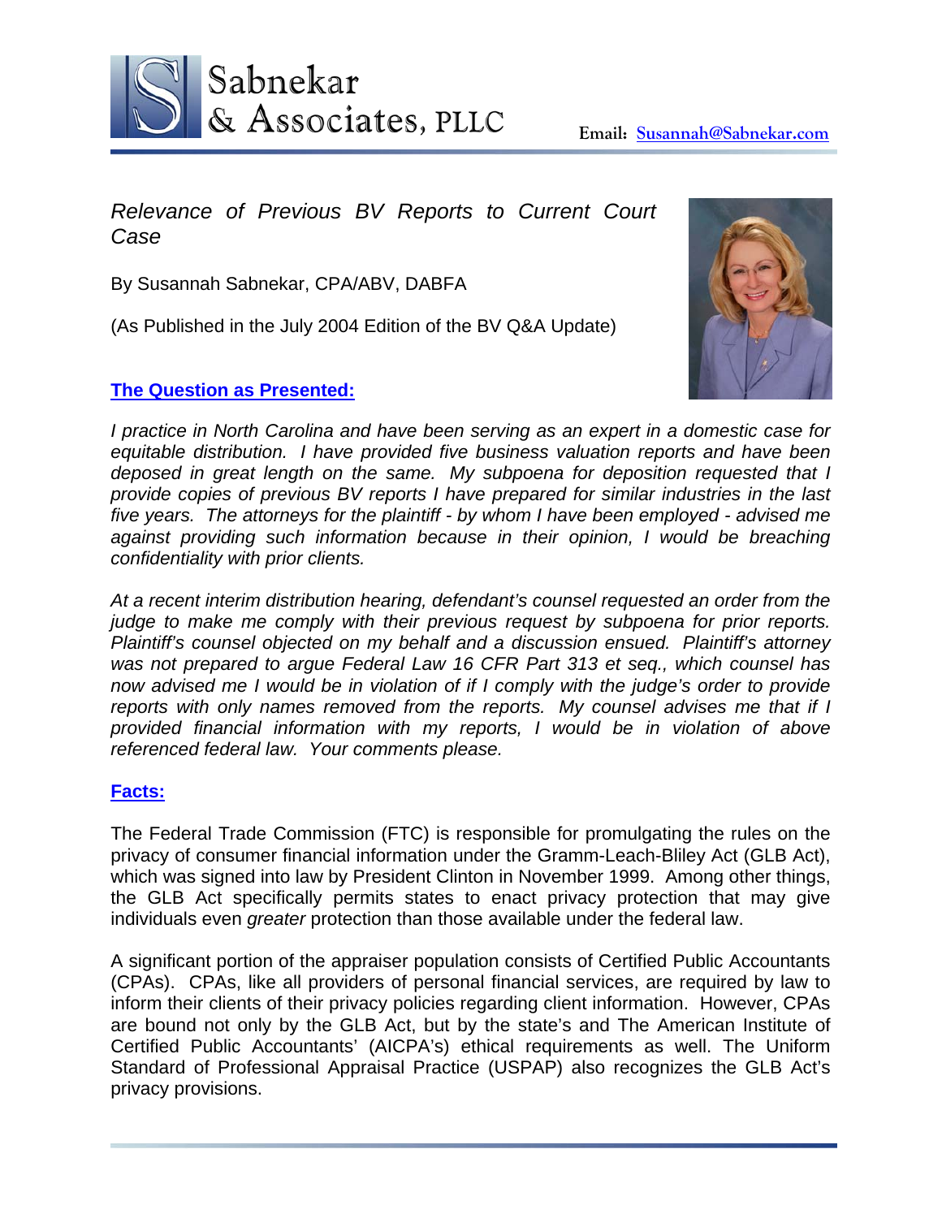# Sabnekar & Associates, PLLC

**Email: Susannah@Sabnekar.com**

*Relevance of Previous BV Reports to Current Court Case*

By Susannah Sabnekar, CPA/ABV, DABFA

(As Published in the July 2004 Edition of the BV Q&A Update)

## The Question as Presented:

*I practice in North Carolina and have been serving as an expert in a domestic case for equitable distribution. I have provided five business valuation reports and have been deposed in great length on the same. My subpoena for deposition requested that I provide copies of previous BV reports I have prepared for similar industries in the last five years. The attorneys for the plaintiff - by whom I have been employed - advised me against providing such information because in their opinion, I would be breaching confidentiality with prior clients.*

*At a recent interim distribution hearing, defendant's counsel requested an order from the judge to make me comply with their previous request by subpoena for prior reports. Plaintiff's counsel objected on my behalf and a discussion ensued. Plaintiff's attorney was not prepared to argue Federal Law 16 CFR Part 313 et seq., which counsel has now advised me I would be in violation of if I comply with the judge's order to provide reports with only names removed from the reports. My counsel advises me that if I provided financial information with my reports, I would be in violation of above referenced federal law. Your comments please.*

## Facts:

The Federal Trade Commission (FTC) is responsible for promulgating the rules on the privacy of consumer financial information under the Gramm-Leach-Bliley Act (GLB Act), which was signed into law by President Clinton in November 1999. Among other things, the GLB Act specifically permits states to enact privacy protection that may give individuals even *greater* protection than those available under the federal law.

A significant portion of the appraiser population consists of Certified Public Accountants (CPAs). CPAs, like all providers of personal financial services, are required by law to inform their clients of their privacy policies regarding client information. However, CPAs are bound not only by the GLB Act, but by the state's and The American Institute of Certified Public Accountants' (AICPA's) ethical requirements as well. The Uniform Standard of Professional Appraisal Practice (USPAP) also recognizes the GLB Act's privacy provisions.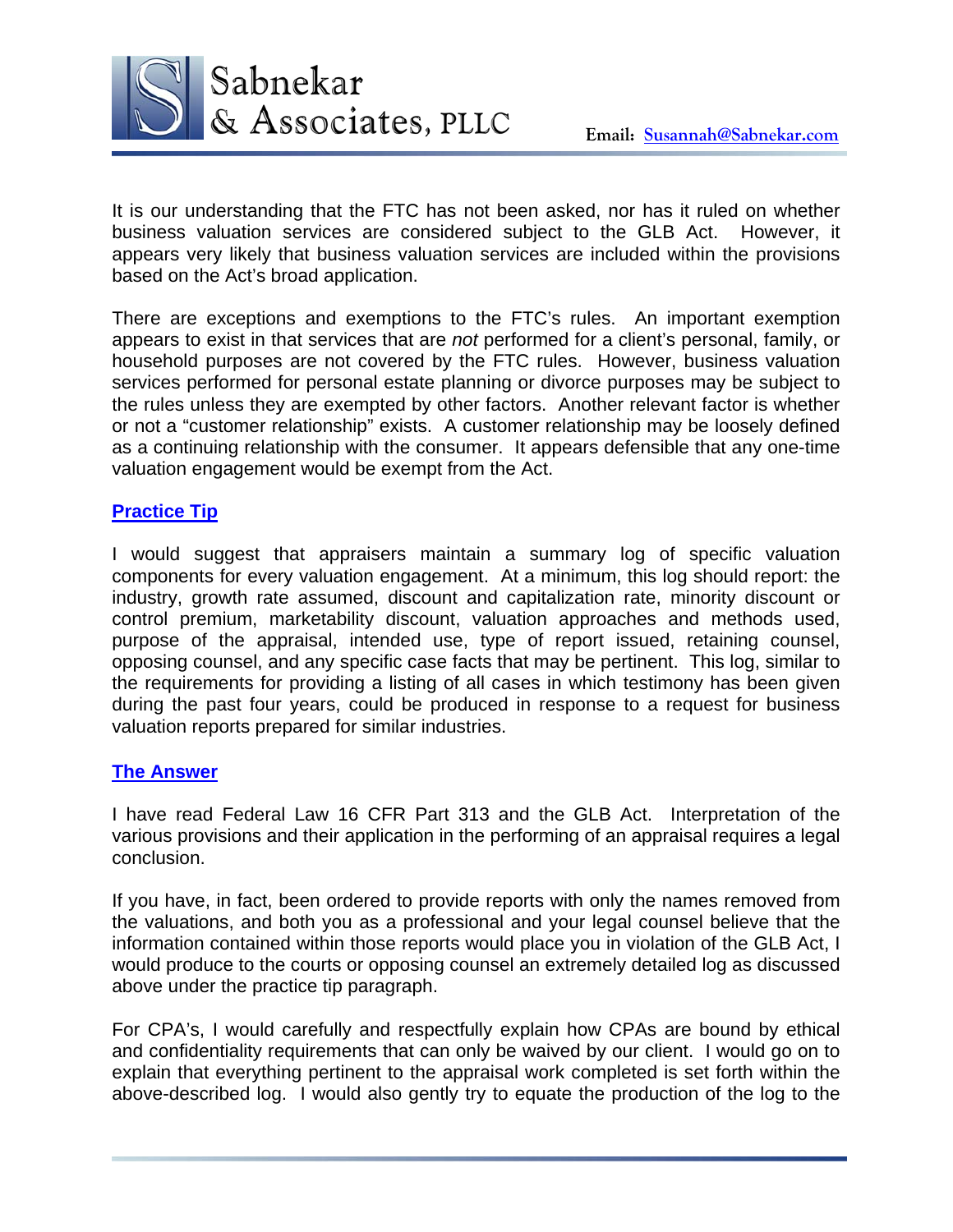It is our understanding that the FTC has not been asked, nor has it ruled on whether business valuation services are considered subject to the GLB Act. However, it appears very likely that business valuation services are included within the provisions based on the Act's broad application.

There are exceptions and exemptions to the FTC's rules. An important exemption appears to exist in that services that are *not* performed for a client's personal, family, or household purposes are not covered by the FTC rules. However, business valuation services performed for personal estate planning or divorce purposes may be subject to the rules unless they are exempted by other factors. Another relevant factor is whether or not a "customer relationship" exists. A customer relationship may be loosely defined as a continuing relationship with the consumer. It appears defensible that any one-time valuation engagement would be exempt from the Act.

## Practice Tip

I would suggest that appraisers maintain a summary log of specific valuation components for every valuation engagement. At a minimum, this log should report: the industry, growth rate assumed, discount and capitalization rate, minority discount or control premium, marketability discount, valuation approaches and methods used, purpose of the appraisal, intended use, type of report issued, retaining counsel, opposing counsel, and any specific case facts that may be pertinent. This log, similar to the requirements for providing a listing of all cases in which testimony has been given during the past four years, could be produced in response to a request for business valuation reports prepared for similar industries.

## The Answer

I have read Federal Law 16 CFR Part 313 and the GLB Act. Interpretation of the various provisions and their application in the performing of an appraisal requires a legal conclusion.

If you have, in fact, been ordered to provide reports with only the names removed from the valuations, and both you as a professional and your legal counsel believe that the information contained within those reports would place you in violation of the GLB Act, I would produce to the courts or opposing counsel an extremely detailed log as discussed above under the practice tip paragraph.

For CPA's, I would carefully and respectfully explain how CPAs are bound by ethical and confidentiality requirements that can only be waived by our client. I would go on to explain that everything pertinent to the appraisal work completed is set forth within the above-described log. I would also gently try to equate the production of the log to the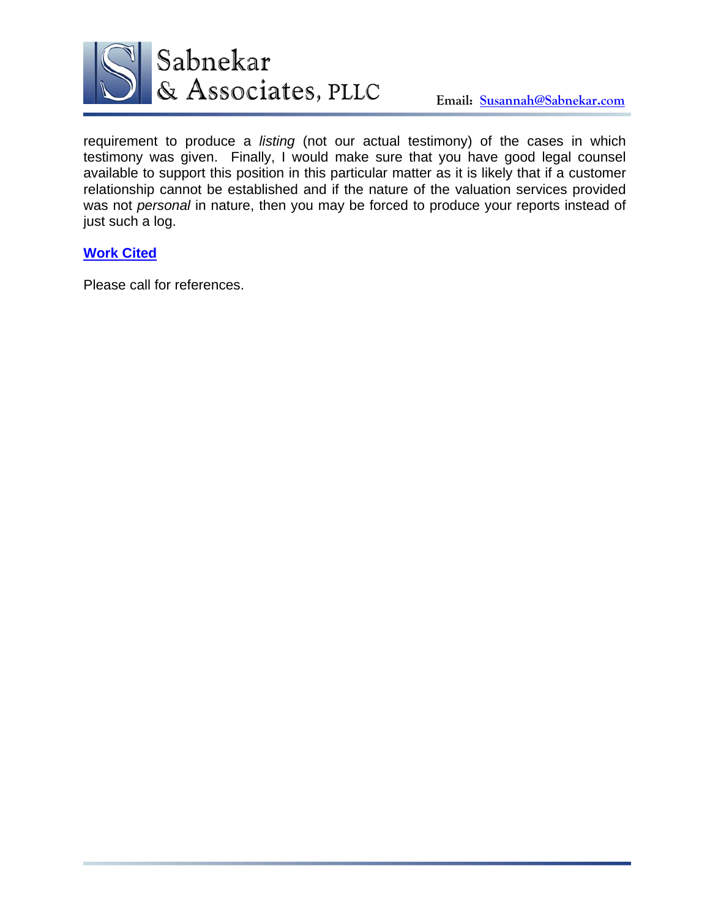requirement to produce a *listing* (not our actual testimony) of the cases in which testimony was given. Finally, I would make sure that you have good legal counsel available to support this position in this particular matter as it is likely that if a customer relationship cannot be established and if the nature of the valuation services provided was not *personal* in nature, then you may be forced to produce your reports instead of just such a log.

**Work Cited**

Please call for references.